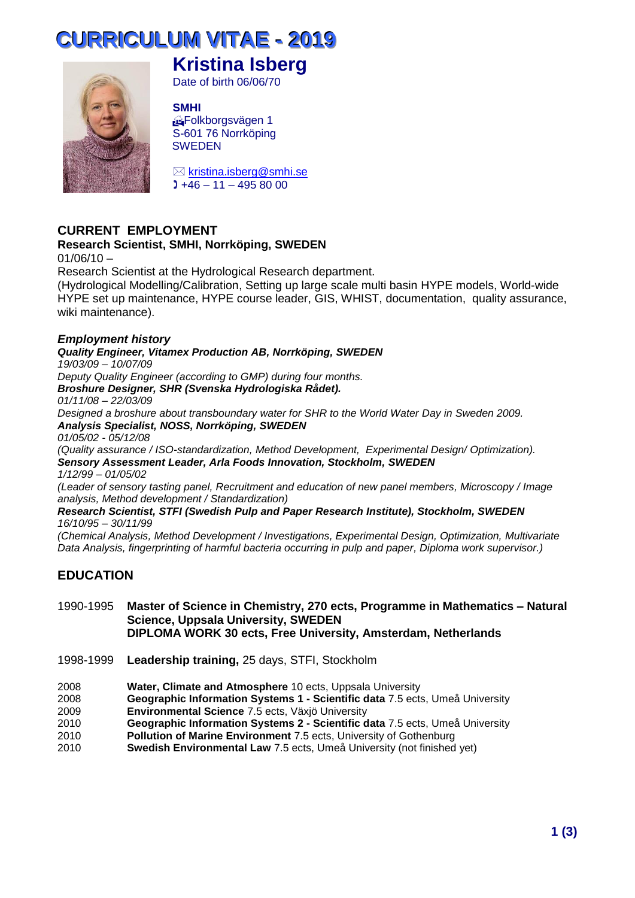# CURRICULUM VITAE - 2019

## Kristina Isberg

Date of birth 06/06/70

**SMHI**
Folkborgsvägen 1
S-601 76 Norrköping
SWEDEN

✉ kristina.isberg@smhi.se
+46 – 11 – 495 80 00

## CURRENT EMPLOYMENT

**Research Scientist, SMHI, Norrköping, SWEDEN**
01/06/10 –
Research Scientist at the Hydrological Research department.
(Hydrological Modelling/Calibration, Setting up large scale multi basin HYPE models, World-wide HYPE set up maintenance, HYPE course leader, GIS, WHIST, documentation, quality assurance, wiki maintenance).

### *Employment history*

***Quality Engineer, Vitamex Production AB, Norrköping, SWEDEN***
*19/03/09 – 10/07/09*
*Deputy Quality Engineer (according to GMP) during four months.*

***Broshure Designer, SHR (Svenska Hydrologiska Rådet).***
*01/11/08 – 22/03/09*
*Designed a broshure about transboundary water for SHR to the World Water Day in Sweden 2009.*

***Analysis Specialist, NOSS, Norrköping, SWEDEN***
*01/05/02 - 05/12/08*
*(Quality assurance / ISO-standardization, Method Development, Experimental Design/ Optimization).*

***Sensory Assessment Leader, Arla Foods Innovation, Stockholm, SWEDEN***
*1/12/99 – 01/05/02*
*(Leader of sensory tasting panel, Recruitment and education of new panel members, Microscopy / Image analysis, Method development / Standardization)*

***Research Scientist, STFI (Swedish Pulp and Paper Research Institute), Stockholm, SWEDEN***
*16/10/95 – 30/11/99*
*(Chemical Analysis, Method Development / Investigations, Experimental Design, Optimization, Multivariate Data Analysis, fingerprinting of harmful bacteria occurring in pulp and paper, Diploma work supervisor.)*

## EDUCATION

1990-1995 **Master of Science in Chemistry, 270 ects, Programme in Mathematics – Natural Science, Uppsala University, SWEDEN**
**DIPLOMA WORK 30 ects, Free University, Amsterdam, Netherlands**

1998-1999 **Leadership training,** 25 days, STFI, Stockholm

2008 **Water, Climate and Atmosphere** 10 ects, Uppsala University
2008 **Geographic Information Systems 1 - Scientific data** 7.5 ects, Umeå University
2009 **Environmental Science** 7.5 ects, Växjö University
2010 **Geographic Information Systems 2 - Scientific data** 7.5 ects, Umeå University
2010 **Pollution of Marine Environment** 7.5 ects, University of Gothenburg
2010 **Swedish Environmental Law** 7.5 ects, Umeå University (not finished yet)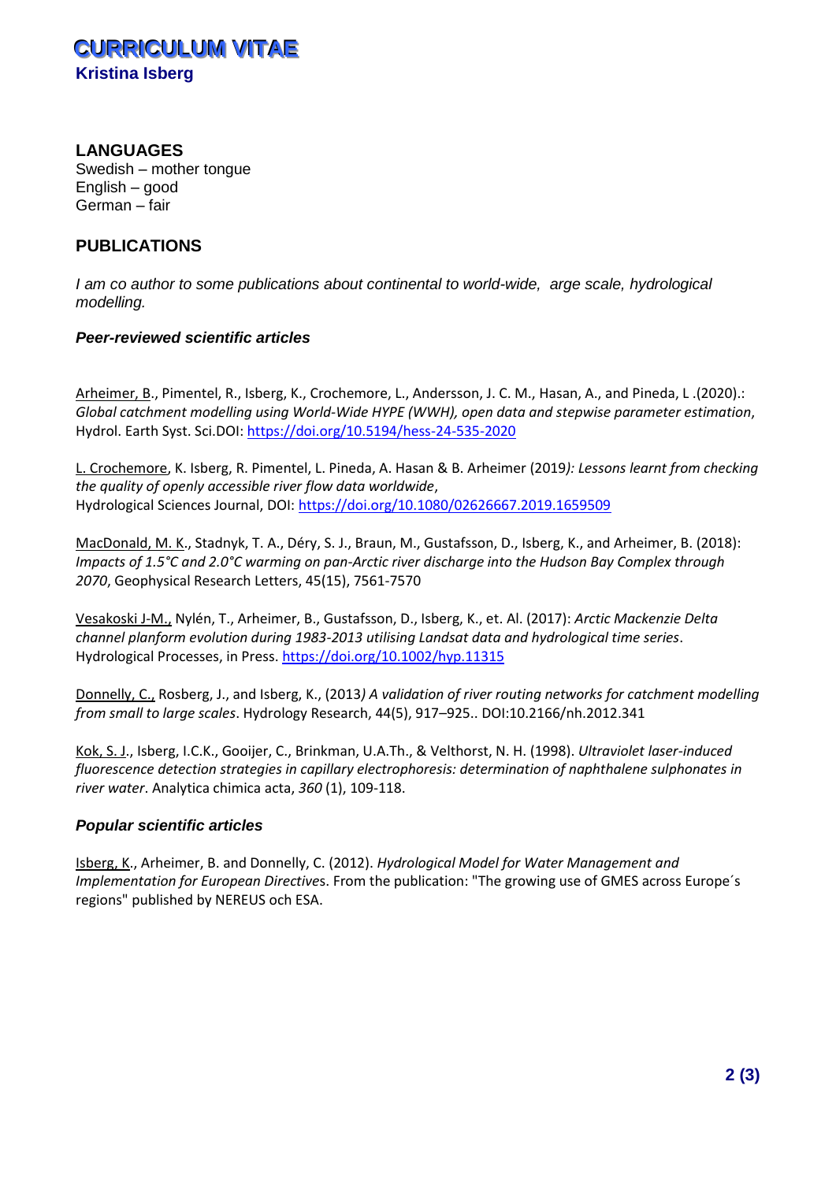# CURRICULUM VITAE

**Kristina Isberg**

## LANGUAGES

Swedish – mother tongue
English – good
German – fair

## PUBLICATIONS

*I am co author to some publications about continental to world-wide, arge scale, hydrological modelling.*

### *Peer-reviewed scientific articles*

Arheimer, B., Pimentel, R., Isberg, K., Crochemore, L., Andersson, J. C. M., Hasan, A., and Pineda, L .(2020).: *Global catchment modelling using World-Wide HYPE (WWH), open data and stepwise parameter estimation*, Hydrol. Earth Syst. Sci.DOI: https://doi.org/10.5194/hess-24-535-2020

L. Crochemore, K. Isberg, R. Pimentel, L. Pineda, A. Hasan & B. Arheimer (2019*): Lessons learnt from checking the quality of openly accessible river flow data worldwide*, Hydrological Sciences Journal, DOI: https://doi.org/10.1080/02626667.2019.1659509

MacDonald, M. K., Stadnyk, T. A., Déry, S. J., Braun, M., Gustafsson, D., Isberg, K., and Arheimer, B. (2018): *Impacts of 1.5°C and 2.0°C warming on pan-Arctic river discharge into the Hudson Bay Complex through 2070*, Geophysical Research Letters, 45(15), 7561-7570

Vesakoski J-M., Nylén, T., Arheimer, B., Gustafsson, D., Isberg, K., et. Al. (2017): *Arctic Mackenzie Delta channel planform evolution during 1983-2013 utilising Landsat data and hydrological time series*. Hydrological Processes, in Press. https://doi.org/10.1002/hyp.11315

Donnelly, C., Rosberg, J., and Isberg, K., (2013*) A validation of river routing networks for catchment modelling from small to large scales*. Hydrology Research, 44(5), 917–925.. DOI:10.2166/nh.2012.341

Kok, S. J., Isberg, I.C.K., Gooijer, C., Brinkman, U.A.Th., & Velthorst, N. H. (1998). *Ultraviolet laser-induced fluorescence detection strategies in capillary electrophoresis: determination of naphthalene sulphonates in river water*. Analytica chimica acta, *360* (1), 109-118.

### *Popular scientific articles*

Isberg, K., Arheimer, B. and Donnelly, C. (2012). *Hydrological Model for Water Management and Implementation for European Directive*s. From the publication: "The growing use of GMES across Europe´s regions" published by NEREUS och ESA.